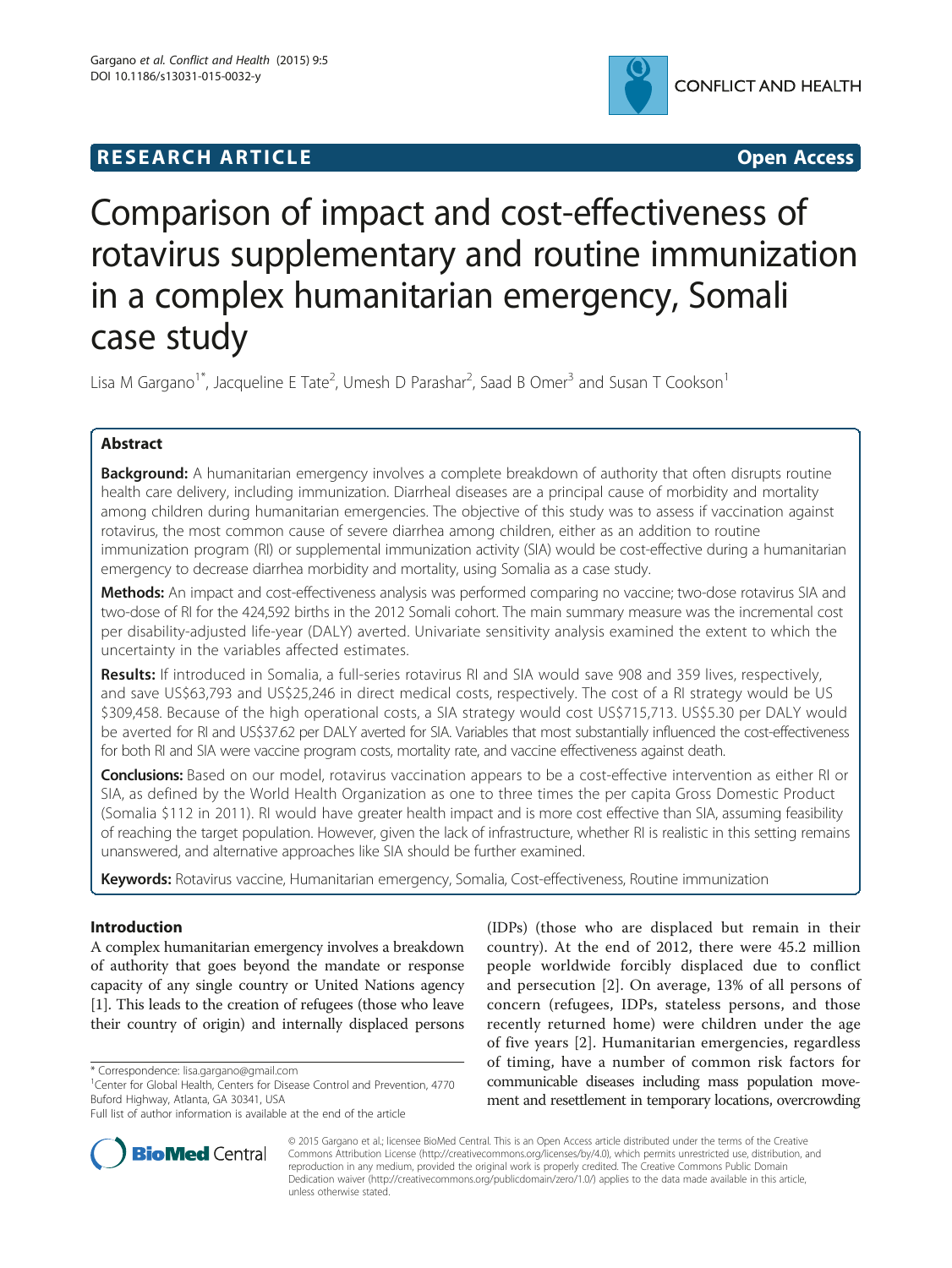**RESEARCH ARTICLE** **Open Access**

# Comparison of impact and cost-effectiveness of rotavirus supplementary and routine immunization in a complex humanitarian emergency, Somali case study

Lisa M Gargano[1*], Jacqueline E Tate[2], Umesh D Parashar[2], Saad B Omer[3] and Susan T Cookson[1]

## Abstract

**Background:** A humanitarian emergency involves a complete breakdown of authority that often disrupts routine health care delivery, including immunization. Diarrheal diseases are a principal cause of morbidity and mortality among children during humanitarian emergencies. The objective of this study was to assess if vaccination against rotavirus, the most common cause of severe diarrhea among children, either as an addition to routine immunization program (RI) or supplemental immunization activity (SIA) would be cost-effective during a humanitarian emergency to decrease diarrhea morbidity and mortality, using Somalia as a case study.

**Methods:** An impact and cost-effectiveness analysis was performed comparing no vaccine; two-dose rotavirus SIA and two-dose of RI for the 424,592 births in the 2012 Somali cohort. The main summary measure was the incremental cost per disability-adjusted life-year (DALY) averted. Univariate sensitivity analysis examined the extent to which the uncertainty in the variables affected estimates.

**Results:** If introduced in Somalia, a full-series rotavirus RI and SIA would save 908 and 359 lives, respectively, and save US$63,793 and US$25,246 in direct medical costs, respectively. The cost of a RI strategy would be US $309,458. Because of the high operational costs, a SIA strategy would cost US$715,713. US$5.30 per DALY would be averted for RI and US$37.62 per DALY averted for SIA. Variables that most substantially influenced the cost-effectiveness for both RI and SIA were vaccine program costs, mortality rate, and vaccine effectiveness against death.

**Conclusions:** Based on our model, rotavirus vaccination appears to be a cost-effective intervention as either RI or SIA, as defined by the World Health Organization as one to three times the per capita Gross Domestic Product (Somalia $112 in 2011). RI would have greater health impact and is more cost effective than SIA, assuming feasibility of reaching the target population. However, given the lack of infrastructure, whether RI is realistic in this setting remains unanswered, and alternative approaches like SIA should be further examined.

**Keywords:** Rotavirus vaccine, Humanitarian emergency, Somalia, Cost-effectiveness, Routine immunization

## Introduction

A complex humanitarian emergency involves a breakdown of authority that goes beyond the mandate or response capacity of any single country or United Nations agency [1]. This leads to the creation of refugees (those who leave their country of origin) and internally displaced persons (IDPs) (those who are displaced but remain in their country). At the end of 2012, there were 45.2 million people worldwide forcibly displaced due to conflict and persecution [2]. On average, 13% of all persons of concern (refugees, IDPs, stateless persons, and those recently returned home) were children under the age of five years [2]. Humanitarian emergencies, regardless of timing, have a number of common risk factors for communicable diseases including mass population movement and resettlement in temporary locations, overcrowding

\* Correspondence: lisa.gargano@gmail.com
[1]Center for Global Health, Centers for Disease Control and Prevention, 4770 Buford Highway, Atlanta, GA 30341, USA
Full list of author information is available at the end of the article

© 2015 Gargano et al.; licensee BioMed Central. This is an Open Access article distributed under the terms of the Creative Commons Attribution License (http://creativecommons.org/licenses/by/4.0), which permits unrestricted use, distribution, and reproduction in any medium, provided the original work is properly credited. The Creative Commons Public Domain Dedication waiver (http://creativecommons.org/publicdomain/zero/1.0/) applies to the data made available in this article, unless otherwise stated.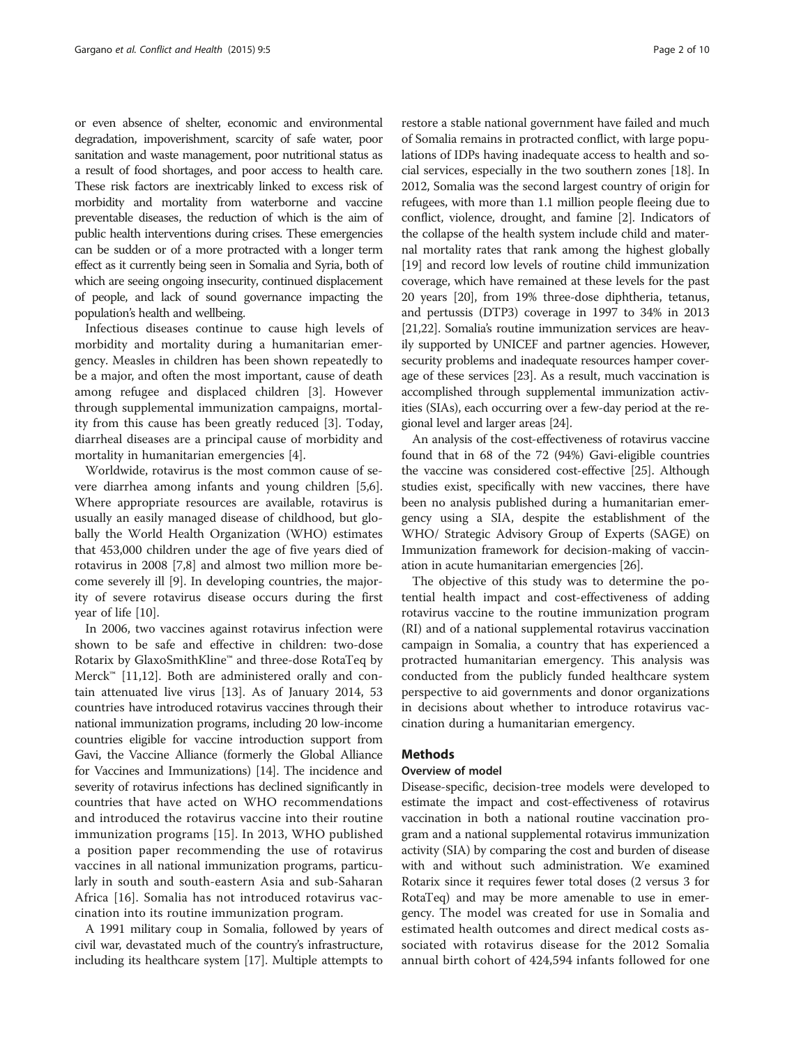or even absence of shelter, economic and environmental degradation, impoverishment, scarcity of safe water, poor sanitation and waste management, poor nutritional status as a result of food shortages, and poor access to health care. These risk factors are inextricably linked to excess risk of morbidity and mortality from waterborne and vaccine preventable diseases, the reduction of which is the aim of public health interventions during crises. These emergencies can be sudden or of a more protracted with a longer term effect as it currently being seen in Somalia and Syria, both of which are seeing ongoing insecurity, continued displacement of people, and lack of sound governance impacting the population's health and wellbeing.

Infectious diseases continue to cause high levels of morbidity and mortality during a humanitarian emergency. Measles in children has been shown repeatedly to be a major, and often the most important, cause of death among refugee and displaced children [3]. However through supplemental immunization campaigns, mortality from this cause has been greatly reduced [3]. Today, diarrheal diseases are a principal cause of morbidity and mortality in humanitarian emergencies [4].

Worldwide, rotavirus is the most common cause of severe diarrhea among infants and young children [5,6]. Where appropriate resources are available, rotavirus is usually an easily managed disease of childhood, but globally the World Health Organization (WHO) estimates that 453,000 children under the age of five years died of rotavirus in 2008 [7,8] and almost two million more become severely ill [9]. In developing countries, the majority of severe rotavirus disease occurs during the first year of life [10].

In 2006, two vaccines against rotavirus infection were shown to be safe and effective in children: two-dose Rotarix by GlaxoSmithKline™ and three-dose RotaTeq by Merck™ [11,12]. Both are administered orally and contain attenuated live virus [13]. As of January 2014, 53 countries have introduced rotavirus vaccines through their national immunization programs, including 20 low-income countries eligible for vaccine introduction support from Gavi, the Vaccine Alliance (formerly the Global Alliance for Vaccines and Immunizations) [14]. The incidence and severity of rotavirus infections has declined significantly in countries that have acted on WHO recommendations and introduced the rotavirus vaccine into their routine immunization programs [15]. In 2013, WHO published a position paper recommending the use of rotavirus vaccines in all national immunization programs, particularly in south and south-eastern Asia and sub-Saharan Africa [16]. Somalia has not introduced rotavirus vaccination into its routine immunization program.

A 1991 military coup in Somalia, followed by years of civil war, devastated much of the country's infrastructure, including its healthcare system [17]. Multiple attempts to restore a stable national government have failed and much of Somalia remains in protracted conflict, with large populations of IDPs having inadequate access to health and social services, especially in the two southern zones [18]. In 2012, Somalia was the second largest country of origin for refugees, with more than 1.1 million people fleeing due to conflict, violence, drought, and famine [2]. Indicators of the collapse of the health system include child and maternal mortality rates that rank among the highest globally [19] and record low levels of routine child immunization coverage, which have remained at these levels for the past 20 years [20], from 19% three-dose diphtheria, tetanus, and pertussis (DTP3) coverage in 1997 to 34% in 2013 [21,22]. Somalia's routine immunization services are heavily supported by UNICEF and partner agencies. However, security problems and inadequate resources hamper coverage of these services [23]. As a result, much vaccination is accomplished through supplemental immunization activities (SIAs), each occurring over a few-day period at the regional level and larger areas [24].

An analysis of the cost-effectiveness of rotavirus vaccine found that in 68 of the 72 (94%) Gavi-eligible countries the vaccine was considered cost-effective [25]. Although studies exist, specifically with new vaccines, there have been no analysis published during a humanitarian emergency using a SIA, despite the establishment of the WHO/ Strategic Advisory Group of Experts (SAGE) on Immunization framework for decision-making of vaccination in acute humanitarian emergencies [26].

The objective of this study was to determine the potential health impact and cost-effectiveness of adding rotavirus vaccine to the routine immunization program (RI) and of a national supplemental rotavirus vaccination campaign in Somalia, a country that has experienced a protracted humanitarian emergency. This analysis was conducted from the publicly funded healthcare system perspective to aid governments and donor organizations in decisions about whether to introduce rotavirus vaccination during a humanitarian emergency.

## Methods

### Overview of model

Disease-specific, decision-tree models were developed to estimate the impact and cost-effectiveness of rotavirus vaccination in both a national routine vaccination program and a national supplemental rotavirus immunization activity (SIA) by comparing the cost and burden of disease with and without such administration. We examined Rotarix since it requires fewer total doses (2 versus 3 for RotaTeq) and may be more amenable to use in emergency. The model was created for use in Somalia and estimated health outcomes and direct medical costs associated with rotavirus disease for the 2012 Somalia annual birth cohort of 424,594 infants followed for one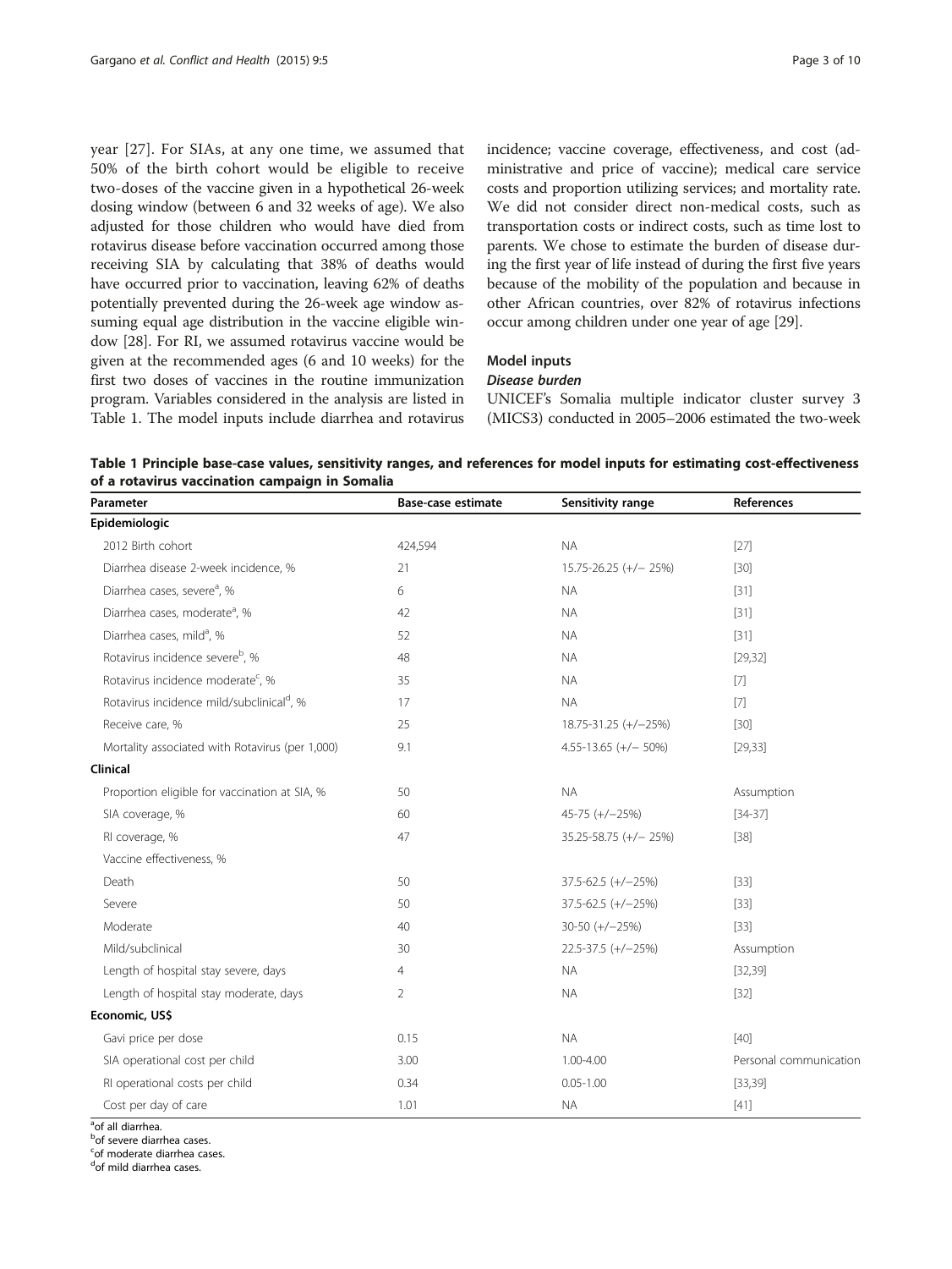year [27]. For SIAs, at any one time, we assumed that 50% of the birth cohort would be eligible to receive two-doses of the vaccine given in a hypothetical 26-week dosing window (between 6 and 32 weeks of age). We also adjusted for those children who would have died from rotavirus disease before vaccination occurred among those receiving SIA by calculating that 38% of deaths would have occurred prior to vaccination, leaving 62% of deaths potentially prevented during the 26-week age window assuming equal age distribution in the vaccine eligible window [28]. For RI, we assumed rotavirus vaccine would be given at the recommended ages (6 and 10 weeks) for the first two doses of vaccines in the routine immunization program. Variables considered in the analysis are listed in Table 1. The model inputs include diarrhea and rotavirus incidence; vaccine coverage, effectiveness, and cost (administrative and price of vaccine); medical care service costs and proportion utilizing services; and mortality rate. We did not consider direct non-medical costs, such as transportation costs or indirect costs, such as time lost to parents. We chose to estimate the burden of disease during the first year of life instead of during the first five years because of the mobility of the population and because in other African countries, over 82% of rotavirus infections occur among children under one year of age [29].

## Model inputs

### *Disease burden*

UNICEF's Somalia multiple indicator cluster survey 3 (MICS3) conducted in 2005–2006 estimated the two-week

**Table 1 Principle base-case values, sensitivity ranges, and references for model inputs for estimating cost-effectiveness of a rotavirus vaccination campaign in Somalia**

| Parameter | Base-case estimate | Sensitivity range | References |
|---|---|---|---|
| **Epidemiologic** | | | |
| 2012 Birth cohort | 424,594 | NA | [27] |
| Diarrhea disease 2-week incidence, % | 21 | 15.75-26.25 (+/− 25%) | [30] |
| Diarrhea cases, severe[a], % | 6 | NA | [31] |
| Diarrhea cases, moderate[a], % | 42 | NA | [31] |
| Diarrhea cases, mild[a], % | 52 | NA | [31] |
| Rotavirus incidence severe[b], % | 48 | NA | [29,32] |
| Rotavirus incidence moderate[c], % | 35 | NA | [7] |
| Rotavirus incidence mild/subclinical[d], % | 17 | NA | [7] |
| Receive care, % | 25 | 18.75-31.25 (+/−25%) | [30] |
| Mortality associated with Rotavirus (per 1,000) | 9.1 | 4.55-13.65 (+/− 50%) | [29,33] |
| **Clinical** | | | |
| Proportion eligible for vaccination at SIA, % | 50 | NA | Assumption |
| SIA coverage, % | 60 | 45-75 (+/−25%) | [34-37] |
| RI coverage, % | 47 | 35.25-58.75 (+/− 25%) | [38] |
| Vaccine effectiveness, % | | | |
| Death | 50 | 37.5-62.5 (+/−25%) | [33] |
| Severe | 50 | 37.5-62.5 (+/−25%) | [33] |
| Moderate | 40 | 30-50 (+/−25%) | [33] |
| Mild/subclinical | 30 | 22.5-37.5 (+/−25%) | Assumption |
| Length of hospital stay severe, days | 4 | NA | [32,39] |
| Length of hospital stay moderate, days | 2 | NA | [32] |
| **Economic, US$** | | | |
| Gavi price per dose | 0.15 | NA | [40] |
| SIA operational cost per child | 3.00 | 1.00-4.00 | Personal communication |
| RI operational costs per child | 0.34 | 0.05-1.00 | [33,39] |
| Cost per day of care | 1.01 | NA | [41] |

[a]of all diarrhea.
[b]of severe diarrhea cases.
[c]of moderate diarrhea cases.
[d]of mild diarrhea cases.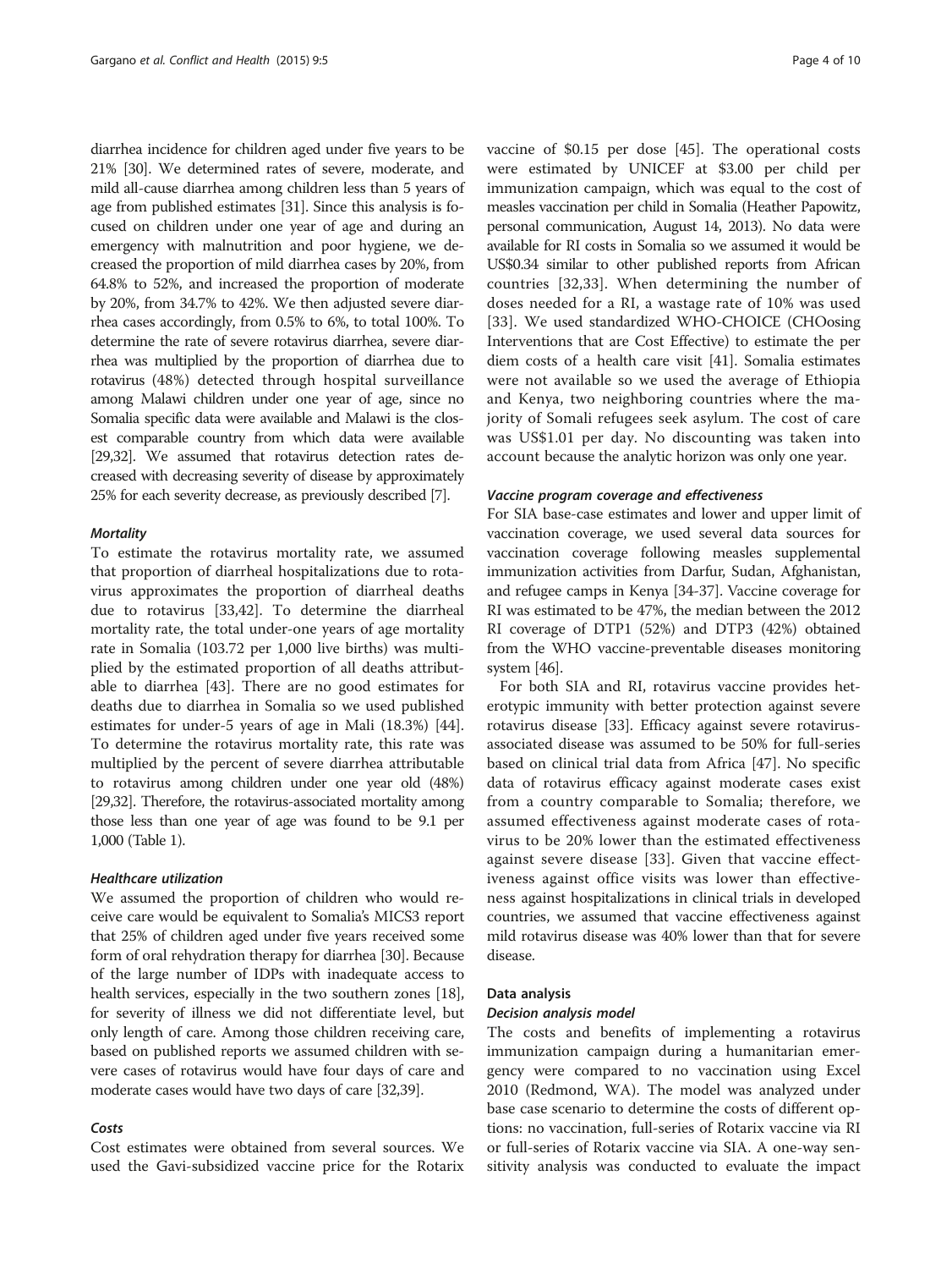diarrhea incidence for children aged under five years to be 21% [30]. We determined rates of severe, moderate, and mild all-cause diarrhea among children less than 5 years of age from published estimates [31]. Since this analysis is focused on children under one year of age and during an emergency with malnutrition and poor hygiene, we decreased the proportion of mild diarrhea cases by 20%, from 64.8% to 52%, and increased the proportion of moderate by 20%, from 34.7% to 42%. We then adjusted severe diarrhea cases accordingly, from 0.5% to 6%, to total 100%. To determine the rate of severe rotavirus diarrhea, severe diarrhea was multiplied by the proportion of diarrhea due to rotavirus (48%) detected through hospital surveillance among Malawi children under one year of age, since no Somalia specific data were available and Malawi is the closest comparable country from which data were available [29,32]. We assumed that rotavirus detection rates decreased with decreasing severity of disease by approximately 25% for each severity decrease, as previously described [7].

#### *Mortality*

To estimate the rotavirus mortality rate, we assumed that proportion of diarrheal hospitalizations due to rotavirus approximates the proportion of diarrheal deaths due to rotavirus [33,42]. To determine the diarrheal mortality rate, the total under-one years of age mortality rate in Somalia (103.72 per 1,000 live births) was multiplied by the estimated proportion of all deaths attributable to diarrhea [43]. There are no good estimates for deaths due to diarrhea in Somalia so we used published estimates for under-5 years of age in Mali (18.3%) [44]. To determine the rotavirus mortality rate, this rate was multiplied by the percent of severe diarrhea attributable to rotavirus among children under one year old (48%) [29,32]. Therefore, the rotavirus-associated mortality among those less than one year of age was found to be 9.1 per 1,000 (Table 1).

#### *Healthcare utilization*

We assumed the proportion of children who would receive care would be equivalent to Somalia's MICS3 report that 25% of children aged under five years received some form of oral rehydration therapy for diarrhea [30]. Because of the large number of IDPs with inadequate access to health services, especially in the two southern zones [18], for severity of illness we did not differentiate level, but only length of care. Among those children receiving care, based on published reports we assumed children with severe cases of rotavirus would have four days of care and moderate cases would have two days of care [32,39].

#### *Costs*

Cost estimates were obtained from several sources. We used the Gavi-subsidized vaccine price for the Rotarix vaccine of $0.15 per dose [45]. The operational costs were estimated by UNICEF at $3.00 per child per immunization campaign, which was equal to the cost of measles vaccination per child in Somalia (Heather Papowitz, personal communication, August 14, 2013). No data were available for RI costs in Somalia so we assumed it would be US$0.34 similar to other published reports from African countries [32,33]. When determining the number of doses needed for a RI, a wastage rate of 10% was used [33]. We used standardized WHO-CHOICE (CHOosing Interventions that are Cost Effective) to estimate the per diem costs of a health care visit [41]. Somalia estimates were not available so we used the average of Ethiopia and Kenya, two neighboring countries where the majority of Somali refugees seek asylum. The cost of care was US$1.01 per day. No discounting was taken into account because the analytic horizon was only one year.

#### *Vaccine program coverage and effectiveness*

For SIA base-case estimates and lower and upper limit of vaccination coverage, we used several data sources for vaccination coverage following measles supplemental immunization activities from Darfur, Sudan, Afghanistan, and refugee camps in Kenya [34-37]. Vaccine coverage for RI was estimated to be 47%, the median between the 2012 RI coverage of DTP1 (52%) and DTP3 (42%) obtained from the WHO vaccine-preventable diseases monitoring system [46].

For both SIA and RI, rotavirus vaccine provides heterotypic immunity with better protection against severe rotavirus disease [33]. Efficacy against severe rotavirus-associated disease was assumed to be 50% for full-series based on clinical trial data from Africa [47]. No specific data of rotavirus efficacy against moderate cases exist from a country comparable to Somalia; therefore, we assumed effectiveness against moderate cases of rotavirus to be 20% lower than the estimated effectiveness against severe disease [33]. Given that vaccine effectiveness against office visits was lower than effectiveness against hospitalizations in clinical trials in developed countries, we assumed that vaccine effectiveness against mild rotavirus disease was 40% lower than that for severe disease.

### Data analysis

#### *Decision analysis model*

The costs and benefits of implementing a rotavirus immunization campaign during a humanitarian emergency were compared to no vaccination using Excel 2010 (Redmond, WA). The model was analyzed under base case scenario to determine the costs of different options: no vaccination, full-series of Rotarix vaccine via RI or full-series of Rotarix vaccine via SIA. A one-way sensitivity analysis was conducted to evaluate the impact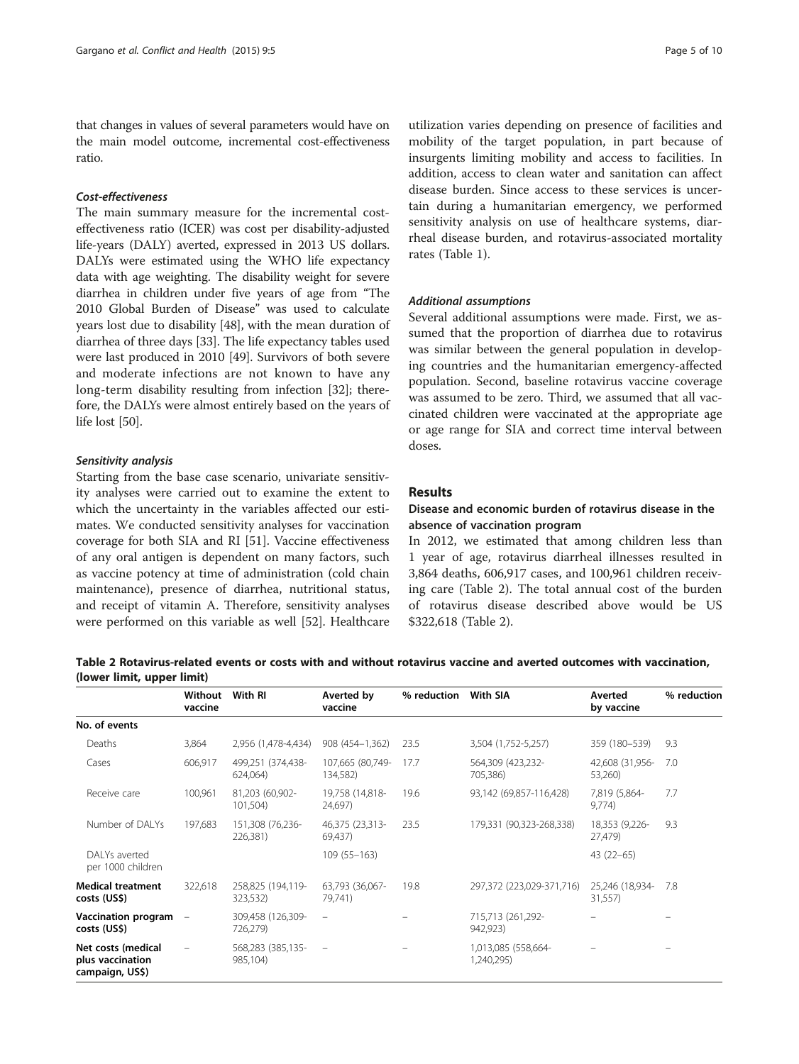that changes in values of several parameters would have on the main model outcome, incremental cost-effectiveness ratio.

#### Cost-effectiveness

The main summary measure for the incremental cost-effectiveness ratio (ICER) was cost per disability-adjusted life-years (DALY) averted, expressed in 2013 US dollars. DALYs were estimated using the WHO life expectancy data with age weighting. The disability weight for severe diarrhea in children under five years of age from "The 2010 Global Burden of Disease" was used to calculate years lost due to disability [48], with the mean duration of diarrhea of three days [33]. The life expectancy tables used were last produced in 2010 [49]. Survivors of both severe and moderate infections are not known to have any long-term disability resulting from infection [32]; therefore, the DALYs were almost entirely based on the years of life lost [50].

#### Sensitivity analysis

Starting from the base case scenario, univariate sensitivity analyses were carried out to examine the extent to which the uncertainty in the variables affected our estimates. We conducted sensitivity analyses for vaccination coverage for both SIA and RI [51]. Vaccine effectiveness of any oral antigen is dependent on many factors, such as vaccine potency at time of administration (cold chain maintenance), presence of diarrhea, nutritional status, and receipt of vitamin A. Therefore, sensitivity analyses were performed on this variable as well [52]. Healthcare utilization varies depending on presence of facilities and mobility of the target population, in part because of insurgents limiting mobility and access to facilities. In addition, access to clean water and sanitation can affect disease burden. Since access to these services is uncertain during a humanitarian emergency, we performed sensitivity analysis on use of healthcare systems, diarrheal disease burden, and rotavirus-associated mortality rates (Table 1).

#### Additional assumptions

Several additional assumptions were made. First, we assumed that the proportion of diarrhea due to rotavirus was similar between the general population in developing countries and the humanitarian emergency-affected population. Second, baseline rotavirus vaccine coverage was assumed to be zero. Third, we assumed that all vaccinated children were vaccinated at the appropriate age or age range for SIA and correct time interval between doses.

## Results

### Disease and economic burden of rotavirus disease in the absence of vaccination program

In 2012, we estimated that among children less than 1 year of age, rotavirus diarrheal illnesses resulted in 3,864 deaths, 606,917 cases, and 100,961 children receiving care (Table 2). The total annual cost of the burden of rotavirus disease described above would be US $322,618 (Table 2).

**Table 2 Rotavirus-related events or costs with and without rotavirus vaccine and averted outcomes with vaccination, (lower limit, upper limit)**

| | Without vaccine | With RI | Averted by vaccine | % reduction | With SIA | Averted by vaccine | % reduction |
|---|---|---|---|---|---|---|---|
| **No. of events** | | | | | | | |
| Deaths | 3,864 | 2,956 (1,478-4,434) | 908 (454–1,362) | 23.5 | 3,504 (1,752-5,257) | 359 (180–539) | 9.3 |
| Cases | 606,917 | 499,251 (374,438-624,064) | 107,665 (80,749-134,582) | 17.7 | 564,309 (423,232-705,386) | 42,608 (31,956-53,260) | 7.0 |
| Receive care | 100,961 | 81,203 (60,902-101,504) | 19,758 (14,818-24,697) | 19.6 | 93,142 (69,857-116,428) | 7,819 (5,864-9,774) | 7.7 |
| Number of DALYs | 197,683 | 151,308 (76,236-226,381) | 46,375 (23,313-69,437) | 23.5 | 179,331 (90,323-268,338) | 18,353 (9,226-27,479) | 9.3 |
| DALYs averted per 1000 children | | | 109 (55–163) | | | 43 (22–65) | |
| **Medical treatment costs (US$)** | 322,618 | 258,825 (194,119-323,532) | 63,793 (36,067-79,741) | 19.8 | 297,372 (223,029-371,716) | 25,246 (18,934-31,557) | 7.8 |
| **Vaccination program costs (US$)** | – | 309,458 (126,309-726,279) | – | – | 715,713 (261,292-942,923) | – | – |
| **Net costs (medical plus vaccination campaign, US$)** | – | 568,283 (385,135-985,104) | – | – | 1,013,085 (558,664-1,240,295) | – | – |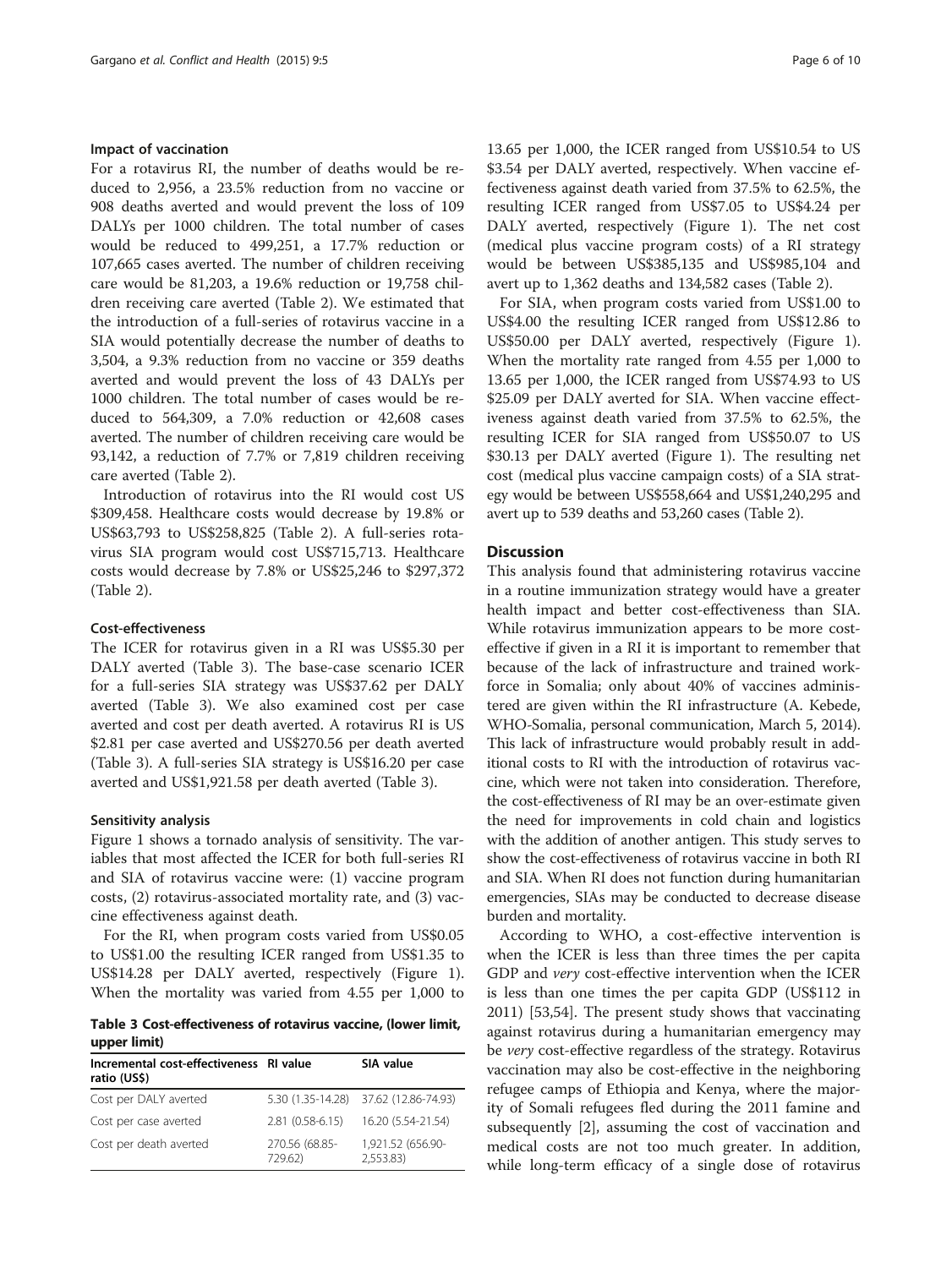### Impact of vaccination

For a rotavirus RI, the number of deaths would be reduced to 2,956, a 23.5% reduction from no vaccine or 908 deaths averted and would prevent the loss of 109 DALYs per 1000 children. The total number of cases would be reduced to 499,251, a 17.7% reduction or 107,665 cases averted. The number of children receiving care would be 81,203, a 19.6% reduction or 19,758 children receiving care averted (Table 2). We estimated that the introduction of a full-series of rotavirus vaccine in a SIA would potentially decrease the number of deaths to 3,504, a 9.3% reduction from no vaccine or 359 deaths averted and would prevent the loss of 43 DALYs per 1000 children. The total number of cases would be reduced to 564,309, a 7.0% reduction or 42,608 cases averted. The number of children receiving care would be 93,142, a reduction of 7.7% or 7,819 children receiving care averted (Table 2).

Introduction of rotavirus into the RI would cost US $309,458. Healthcare costs would decrease by 19.8% or US$63,793 to US$258,825 (Table 2). A full-series rotavirus SIA program would cost US$715,713. Healthcare costs would decrease by 7.8% or US$25,246 to $297,372 (Table 2).

### Cost-effectiveness

The ICER for rotavirus given in a RI was US$5.30 per DALY averted (Table 3). The base-case scenario ICER for a full-series SIA strategy was US$37.62 per DALY averted (Table 3). We also examined cost per case averted and cost per death averted. A rotavirus RI is US $2.81 per case averted and US$270.56 per death averted (Table 3). A full-series SIA strategy is US$16.20 per case averted and US$1,921.58 per death averted (Table 3).

### Sensitivity analysis

Figure 1 shows a tornado analysis of sensitivity. The variables that most affected the ICER for both full-series RI and SIA of rotavirus vaccine were: (1) vaccine program costs, (2) rotavirus-associated mortality rate, and (3) vaccine effectiveness against death.

For the RI, when program costs varied from US$0.05 to US$1.00 the resulting ICER ranged from US$1.35 to US$14.28 per DALY averted, respectively (Figure 1). When the mortality was varied from 4.55 per 1,000 to 13.65 per 1,000, the ICER ranged from US$10.54 to US $3.54 per DALY averted, respectively. When vaccine effectiveness against death varied from 37.5% to 62.5%, the resulting ICER ranged from US$7.05 to US$4.24 per DALY averted, respectively (Figure 1). The net cost (medical plus vaccine program costs) of a RI strategy would be between US$385,135 and US$985,104 and avert up to 1,362 deaths and 134,582 cases (Table 2).

For SIA, when program costs varied from US$1.00 to US$4.00 the resulting ICER ranged from US$12.86 to US$50.00 per DALY averted, respectively (Figure 1). When the mortality rate ranged from 4.55 per 1,000 to 13.65 per 1,000, the ICER ranged from US$74.93 to US $25.09 per DALY averted for SIA. When vaccine effectiveness against death varied from 37.5% to 62.5%, the resulting ICER for SIA ranged from US$50.07 to US $30.13 per DALY averted (Figure 1). The resulting net cost (medical plus vaccine campaign costs) of a SIA strategy would be between US$558,664 and US$1,240,295 and avert up to 539 deaths and 53,260 cases (Table 2).

**Table 3 Cost-effectiveness of rotavirus vaccine, (lower limit, upper limit)**

| Incremental cost-effectiveness ratio (US$) | RI value | SIA value |
|---|---|---|
| Cost per DALY averted | 5.30 (1.35-14.28) | 37.62 (12.86-74.93) |
| Cost per case averted | 2.81 (0.58-6.15) | 16.20 (5.54-21.54) |
| Cost per death averted | 270.56 (68.85-729.62) | 1,921.52 (656.90-2,553.83) |

## Discussion

This analysis found that administering rotavirus vaccine in a routine immunization strategy would have a greater health impact and better cost-effectiveness than SIA. While rotavirus immunization appears to be more cost-effective if given in a RI it is important to remember that because of the lack of infrastructure and trained workforce in Somalia; only about 40% of vaccines administered are given within the RI infrastructure (A. Kebede, WHO-Somalia, personal communication, March 5, 2014). This lack of infrastructure would probably result in additional costs to RI with the introduction of rotavirus vaccine, which were not taken into consideration. Therefore, the cost-effectiveness of RI may be an over-estimate given the need for improvements in cold chain and logistics with the addition of another antigen. This study serves to show the cost-effectiveness of rotavirus vaccine in both RI and SIA. When RI does not function during humanitarian emergencies, SIAs may be conducted to decrease disease burden and mortality.

According to WHO, a cost-effective intervention is when the ICER is less than three times the per capita GDP and *very* cost-effective intervention when the ICER is less than one times the per capita GDP (US$112 in 2011) [53,54]. The present study shows that vaccinating against rotavirus during a humanitarian emergency may be *very* cost-effective regardless of the strategy. Rotavirus vaccination may also be cost-effective in the neighboring refugee camps of Ethiopia and Kenya, where the majority of Somali refugees fled during the 2011 famine and subsequently [2], assuming the cost of vaccination and medical costs are not too much greater. In addition, while long-term efficacy of a single dose of rotavirus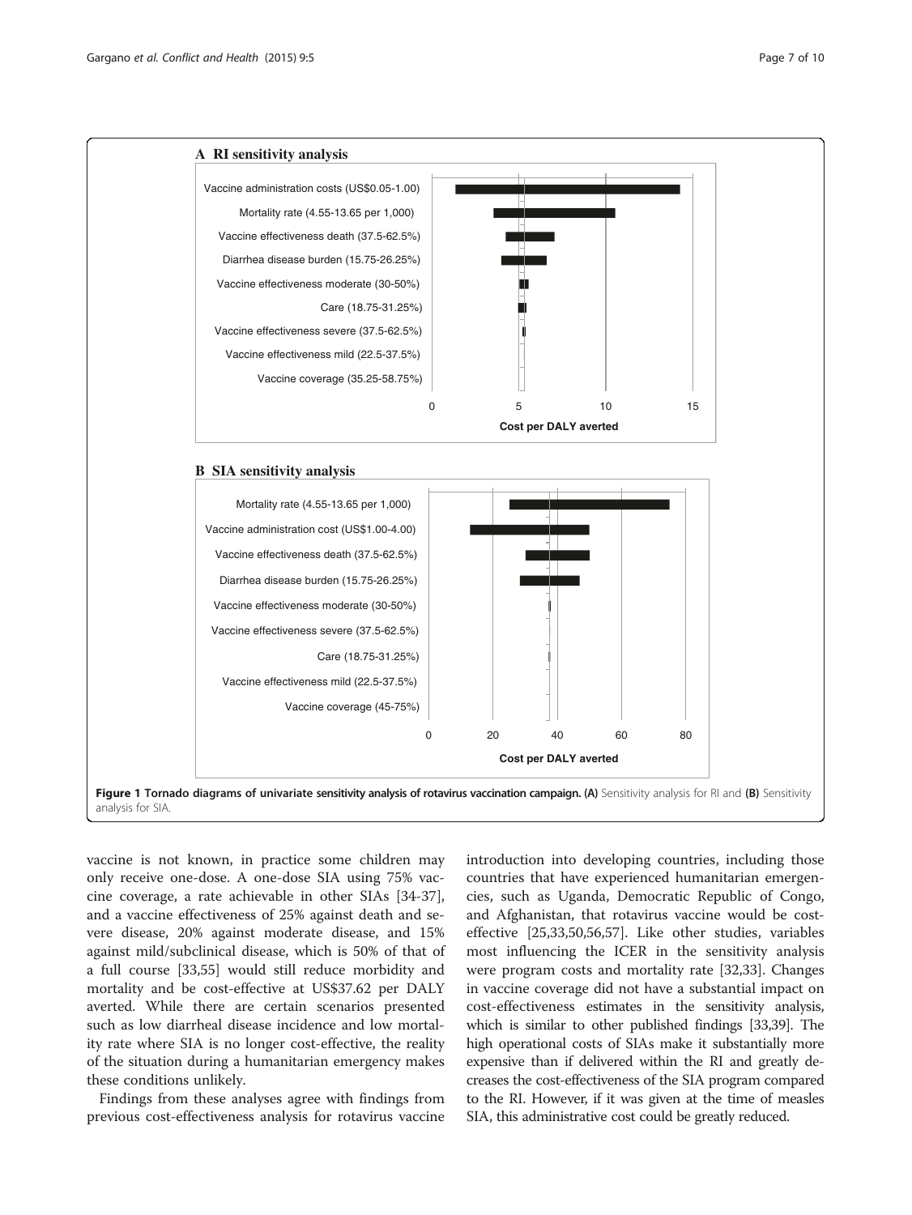**A RI sensitivity analysis**

Vaccine administration costs (US$0.05-1.00)
Mortality rate (4.55-13.65 per 1,000)
Vaccine effectiveness death (37.5-62.5%)
Diarrhea disease burden (15.75-26.25%)
Vaccine effectiveness moderate (30-50%)
Care (18.75-31.25%)
Vaccine effectiveness severe (37.5-62.5%)
Vaccine effectiveness mild (22.5-37.5%)
Vaccine coverage (35.25-58.75%)

0 5 10 15

Cost per DALY averted

**B SIA sensitivity analysis**

Mortality rate (4.55-13.65 per 1,000)
Vaccine administration cost (US$1.00-4.00)
Vaccine effectiveness death (37.5-62.5%)
Diarrhea disease burden (15.75-26.25%)
Vaccine effectiveness moderate (30-50%)
Vaccine effectiveness severe (37.5-62.5%)
Care (18.75-31.25%)
Vaccine effectiveness mild (22.5-37.5%)
Vaccine coverage (45-75%)

0 20 40 60 80

Cost per DALY averted

**Figure 1 Tornado diagrams of univariate sensitivity analysis of rotavirus vaccination campaign. (A)** Sensitivity analysis for RI and **(B)** Sensitivity analysis for SIA.

vaccine is not known, in practice some children may only receive one-dose. A one-dose SIA using 75% vaccine coverage, a rate achievable in other SIAs [34-37], and a vaccine effectiveness of 25% against death and severe disease, 20% against moderate disease, and 15% against mild/subclinical disease, which is 50% of that of a full course [33,55] would still reduce morbidity and mortality and be cost-effective at US$37.62 per DALY averted. While there are certain scenarios presented such as low diarrheal disease incidence and low mortality rate where SIA is no longer cost-effective, the reality of the situation during a humanitarian emergency makes these conditions unlikely.

Findings from these analyses agree with findings from previous cost-effectiveness analysis for rotavirus vaccine introduction into developing countries, including those countries that have experienced humanitarian emergencies, such as Uganda, Democratic Republic of Congo, and Afghanistan, that rotavirus vaccine would be cost-effective [25,33,50,56,57]. Like other studies, variables most influencing the ICER in the sensitivity analysis were program costs and mortality rate [32,33]. Changes in vaccine coverage did not have a substantial impact on cost-effectiveness estimates in the sensitivity analysis, which is similar to other published findings [33,39]. The high operational costs of SIAs make it substantially more expensive than if delivered within the RI and greatly decreases the cost-effectiveness of the SIA program compared to the RI. However, if it was given at the time of measles SIA, this administrative cost could be greatly reduced.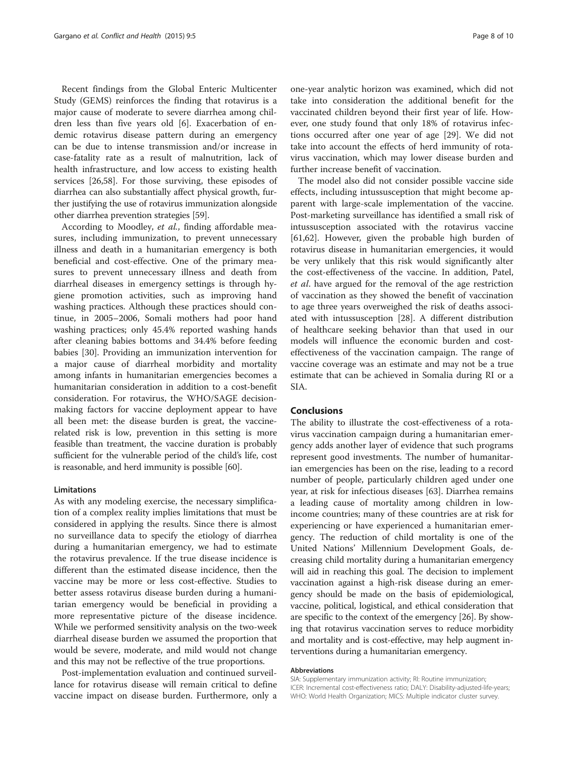Recent findings from the Global Enteric Multicenter Study (GEMS) reinforces the finding that rotavirus is a major cause of moderate to severe diarrhea among children less than five years old [6]. Exacerbation of endemic rotavirus disease pattern during an emergency can be due to intense transmission and/or increase in case-fatality rate as a result of malnutrition, lack of health infrastructure, and low access to existing health services [26,58]. For those surviving, these episodes of diarrhea can also substantially affect physical growth, further justifying the use of rotavirus immunization alongside other diarrhea prevention strategies [59].

According to Moodley, *et al.*, finding affordable measures, including immunization, to prevent unnecessary illness and death in a humanitarian emergency is both beneficial and cost-effective. One of the primary measures to prevent unnecessary illness and death from diarrheal diseases in emergency settings is through hygiene promotion activities, such as improving hand washing practices. Although these practices should continue, in 2005–2006, Somali mothers had poor hand washing practices; only 45.4% reported washing hands after cleaning babies bottoms and 34.4% before feeding babies [30]. Providing an immunization intervention for a major cause of diarrheal morbidity and mortality among infants in humanitarian emergencies becomes a humanitarian consideration in addition to a cost-benefit consideration. For rotavirus, the WHO/SAGE decision-making factors for vaccine deployment appear to have all been met: the disease burden is great, the vaccine-related risk is low, prevention in this setting is more feasible than treatment, the vaccine duration is probably sufficient for the vulnerable period of the child's life, cost is reasonable, and herd immunity is possible [60].

### Limitations

As with any modeling exercise, the necessary simplification of a complex reality implies limitations that must be considered in applying the results. Since there is almost no surveillance data to specify the etiology of diarrhea during a humanitarian emergency, we had to estimate the rotavirus prevalence. If the true disease incidence is different than the estimated disease incidence, then the vaccine may be more or less cost-effective. Studies to better assess rotavirus disease burden during a humanitarian emergency would be beneficial in providing a more representative picture of the disease incidence. While we performed sensitivity analysis on the two-week diarrheal disease burden we assumed the proportion that would be severe, moderate, and mild would not change and this may not be reflective of the true proportions.

Post-implementation evaluation and continued surveillance for rotavirus disease will remain critical to define vaccine impact on disease burden. Furthermore, only a one-year analytic horizon was examined, which did not take into consideration the additional benefit for the vaccinated children beyond their first year of life. However, one study found that only 18% of rotavirus infections occurred after one year of age [29]. We did not take into account the effects of herd immunity of rotavirus vaccination, which may lower disease burden and further increase benefit of vaccination.

The model also did not consider possible vaccine side effects, including intussusception that might become apparent with large-scale implementation of the vaccine. Post-marketing surveillance has identified a small risk of intussusception associated with the rotavirus vaccine [61,62]. However, given the probable high burden of rotavirus disease in humanitarian emergencies, it would be very unlikely that this risk would significantly alter the cost-effectiveness of the vaccine. In addition, Patel, *et al.* have argued for the removal of the age restriction of vaccination as they showed the benefit of vaccination to age three years overweighed the risk of deaths associated with intussusception [28]. A different distribution of healthcare seeking behavior than that used in our models will influence the economic burden and cost-effectiveness of the vaccination campaign. The range of vaccine coverage was an estimate and may not be a true estimate that can be achieved in Somalia during RI or a SIA.

## Conclusions

The ability to illustrate the cost-effectiveness of a rotavirus vaccination campaign during a humanitarian emergency adds another layer of evidence that such programs represent good investments. The number of humanitarian emergencies has been on the rise, leading to a record number of people, particularly children aged under one year, at risk for infectious diseases [63]. Diarrhea remains a leading cause of mortality among children in low-income countries; many of these countries are at risk for experiencing or have experienced a humanitarian emergency. The reduction of child mortality is one of the United Nations' Millennium Development Goals, decreasing child mortality during a humanitarian emergency will aid in reaching this goal. The decision to implement vaccination against a high-risk disease during an emergency should be made on the basis of epidemiological, vaccine, political, logistical, and ethical consideration that are specific to the context of the emergency [26]. By showing that rotavirus vaccination serves to reduce morbidity and mortality and is cost-effective, may help augment interventions during a humanitarian emergency.

#### Abbreviations

SIA: Supplementary immunization activity; RI: Routine immunization; ICER: Incremental cost-effectiveness ratio; DALY: Disability-adjusted-life-years; WHO: World Health Organization; MICS: Multiple indicator cluster survey.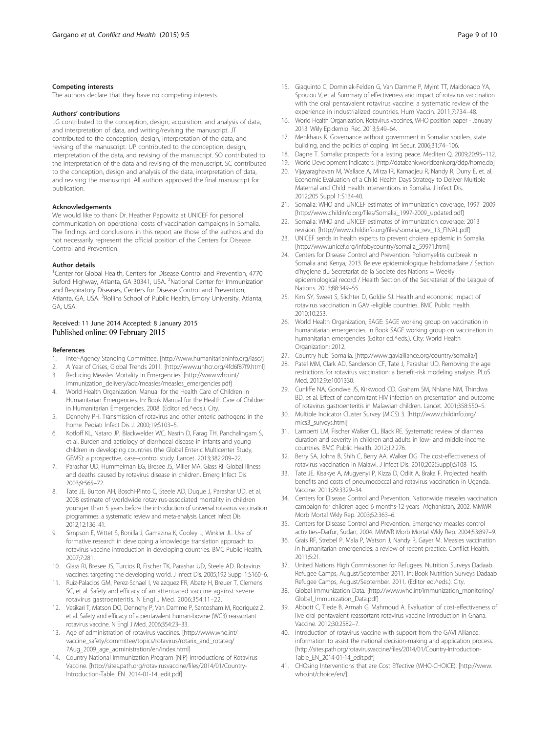### Competing interests

The authors declare that they have no competing interests.

### Authors' contributions

LG contributed to the conception, design, acquisition, and analysis of data, and interpretation of data, and writing/revising the manuscript. JT contributed to the conception, design, interpretation of the data, and revising of the manuscript. UP contributed to the conception, design, interpretation of the data, and revising of the manuscript. SO contributed to the interpretation of the data and revising of the manuscript. SC contributed to the conception, design and analysis of the data, interpretation of data, and revising the manuscript. All authors approved the final manuscript for publication.

### Acknowledgements

We would like to thank Dr. Heather Papowitz at UNICEF for personal communication on operational costs of vaccination campaigns in Somalia. The findings and conclusions in this report are those of the authors and do not necessarily represent the official position of the Centers for Disease Control and Prevention.

### Author details

[1]Center for Global Health, Centers for Disease Control and Prevention, 4770 Buford Highway, Atlanta, GA 30341, USA. [2]National Center for Immunization and Respiratory Diseases, Centers for Disease Control and Prevention, Atlanta, GA, USA. [3]Rollins School of Public Health, Emory University, Atlanta, GA, USA.

Received: 11 June 2014 Accepted: 8 January 2015
Published online: 09 February 2015

### References

1. Inter-Agency Standing Committee. [http://www.humanitarianinfo.org/iasc/]
2. A Year of Crises, Global Trends 2011. [http://www.unhcr.org/4fd6f87f9.html]
3. Reducing Measles Mortality in Emergencies. [http://www.who.int/immunization_delivery/adc/measles/measles_emergencies.pdf]
4. World Health Organization. Manual for the Health Care of Children in Humanitarian Emergencies. In: Book Manual for the Health Care of Children in Humanitarian Emergencies. 2008. (Editor ed.^eds.). City.
5. Dennehy PH. Transmission of rotavirus and other enteric pathogens in the home. Pediatr Infect Dis J. 2000;19:S103–5.
6. Kotloff KL, Nataro JP, Blackwelder WC, Nasrin D, Farag TH, Panchalingam S, et al. Burden and aetiology of diarrhoeal disease in infants and young children in developing countries (the Global Enteric Multicenter Study, GEMS): a prospective, case–control study. Lancet. 2013;382:209–22.
7. Parashar UD, Hummelman EG, Bresee JS, Miller MA, Glass RI. Global illness and deaths caused by rotavirus disease in children. Emerg Infect Dis. 2003;9:565–72.
8. Tate JE, Burton AH, Boschi-Pinto C, Steele AD, Duque J, Parashar UD, et al. 2008 estimate of worldwide rotavirus-associated mortality in children younger than 5 years before the introduction of universal rotavirus vaccination programmes: a systematic review and meta-analysis. Lancet Infect Dis. 2012;12:136–41.
9. Simpson E, Wittet S, Bonilla J, Gamazina K, Cooley L, Winkler JL. Use of formative research in developing a knowledge translation approach to rotavirus vaccine introduction in developing countries. BMC Public Health. 2007;7:281.
10. Glass RI, Bresee JS, Turcios R, Fischer TK, Parashar UD, Steele AD. Rotavirus vaccines: targeting the developing world. J Infect Dis. 2005;192 Suppl 1:S160–6.
11. Ruiz-Palacios GM, Perez-Schael I, Velazquez FR, Abate H, Breuer T, Clemens SC, et al. Safety and efficacy of an attenuated vaccine against severe rotavirus gastroenteritis. N Engl J Med. 2006;354:11–22.
12. Vesikari T, Matson DO, Dennehy P, Van Damme P, Santosham M, Rodriguez Z, et al. Safety and efficacy of a pentavalent human-bovine (WC3) reassortant rotavirus vaccine. N Engl J Med. 2006;354:23–33.
13. Age of administration of rotavirus vaccines. [http://www.who.int/vaccine_safety/committee/topics/rotavirus/rotarix_and_rotateq/7Aug_2009_age_administration/en/index.html]
14. Country National Immunization Program (NIP) Introductions of Rotavirus Vaccine. [http://sites.path.org/rotavirusvaccine/files/2014/01/Country-Introduction-Table_EN_2014-01-14_edit.pdf]
15. Giaquinto C, Dominiak-Felden G, Van Damme P, Myint TT, Maldonado YA, Spoulou V, et al. Summary of effectiveness and impact of rotavirus vaccination with the oral pentavalent rotavirus vaccine: a systematic review of the experience in industrialized countries. Hum Vaccin. 2011;7:734–48.
16. World Health Organization. Rotavirus vaccines, WHO position paper - January 2013. Wkly Epidemiol Rec. 2013;5:49–64.
17. Menkhaus K. Governance without government in Somalia: spoilers, state building, and the politics of coping. Int Secur. 2006;31:74–106.
18. Dagne T. Somalia: prospects for a lasting peace. Mediterr Q. 2009;20:95–112.
19. World Development Indicators. [http://databank.worldbank.org/ddp/home.do]
20. Vijayaraghavan M, Wallace A, Mirza IR, Kamadjeu R, Nandy R, Durry E, et. al. Economic Evaluation of a Child Health Days Strategy to Deliver Multiple Maternal and Child Health Interventions in Somalia. J Infect Dis. 2012;205 Suppl 1:S134-40.
21. Somalia: WHO and UNICEF estimates of immunization coverage, 1997–2009. [http://www.childinfo.org/files/Somalia_1997-2009_updated.pdf]
22. Somalia: WHO and UNICEF estimates of immunization coverage: 2013 revision. [http://www.childinfo.org/files/somalia_rev_13_FINAL.pdf]
23. UNICEF sends in health experts to prevent cholera epidemic in Somalia. [http://www.unicef.org/infobycountry/somalia_59971.html]
24. Centers for Disease Control and Prevention. Poliomyelitis outbreak in Somalia and Kenya, 2013. Releve epidemiologique hebdomadaire / Section d'hygiene du Secretariat de la Societe des Nations = Weekly epidemiological record / Health Section of the Secretariat of the League of Nations. 2013;88:349–55.
25. Kim SY, Sweet S, Slichter D, Goldie SJ. Health and economic impact of rotavirus vaccination in GAVI-eligible countries. BMC Public Health. 2010;10:253.
26. World Health Organization, SAGE: SAGE working group on vaccination in humanitarian emergencies. In Book SAGE working group on vaccination in humanitarian emergencies (Editor ed.^eds.). City: World Health Organization; 2012.
27. Country hub: Somalia. [http://www.gavialliance.org/country/somalia/]
28. Patel MM, Clark AD, Sanderson CF, Tate J, Parashar UD. Removing the age restrictions for rotavirus vaccination: a benefit-risk modeling analysis. PLoS Med. 2012;9:e1001330.
29. Cunliffe NA, Gondwe JS, Kirkwood CD, Graham SM, Nhlane NM, Thindwa BD, et al. Effect of concomitant HIV infection on presentation and outcome of rotavirus gastroenteritis in Malawian children. Lancet. 2001;358:550–5.
30. Multiple Indicator Cluster Survey (MICS) 3. [http://www.childinfo.org/mics3_surveys.html]
31. Lamberti LM, Fischer Walker CL, Black RE. Systematic review of diarrhea duration and severity in children and adults in low- and middle-income countries. BMC Public Health. 2012;12:276.
32. Berry SA, Johns B, Shih C, Berry AA, Walker DG. The cost-effectiveness of rotavirus vaccination in Malawi. J Infect Dis. 2010;202(Suppl):S108–15.
33. Tate JE, Kisakye A, Mugyenyi P, Kizza D, Odiit A, Braka F. Projected health benefits and costs of pneumococcal and rotavirus vaccination in Uganda. Vaccine. 2011;29:3329–34.
34. Centers for Disease Control and Prevention. Nationwide measles vaccination campaign for children aged 6 months-12 years–Afghanistan, 2002. MMWR Morb Mortal Wkly Rep. 2003;52:363–6.
35. Centers for Disease Control and Prevention. Emergency measles control activities–Darfur, Sudan, 2004. MMWR Morb Mortal Wkly Rep. 2004;53:897–9.
36. Grais RF, Strebel P, Mala P, Watson J, Nandy R, Gayer M. Measles vaccination in humanitarian emergencies: a review of recent practice. Conflict Health. 2011;5:21.
37. United Nations High Commissoner for Refugees. Nutrition Surveys Dadaab Refugee Camps, August/September 2011. In: Book Nutrition Surveys Dadaab Refugee Camps, August/September. 2011. (Editor ed.^eds.). City.
38. Global Immunization Data. [http://www.who.int/immunization_monitoring/Global_Immunization_Data.pdf]
39. Abbott C, Tiede B, Armah G, Mahmoud A. Evaluation of cost-effectiveness of live oral pentavalent reassortant rotavirus vaccine introduction in Ghana. Vaccine. 2012;30:2582–7.
40. Introduction of rotavirus vaccine with support from the GAVI Alliance: information to assist the national decision-making and application process. [http://sites.path.org/rotavirusvaccine/files/2014/01/Country-Introduction-Table_EN_2014-01-14_edit.pdf]
41. CHOsing Interventions that are Cost Effective (WHO-CHOICE). [http://www.who.int/choice/en/]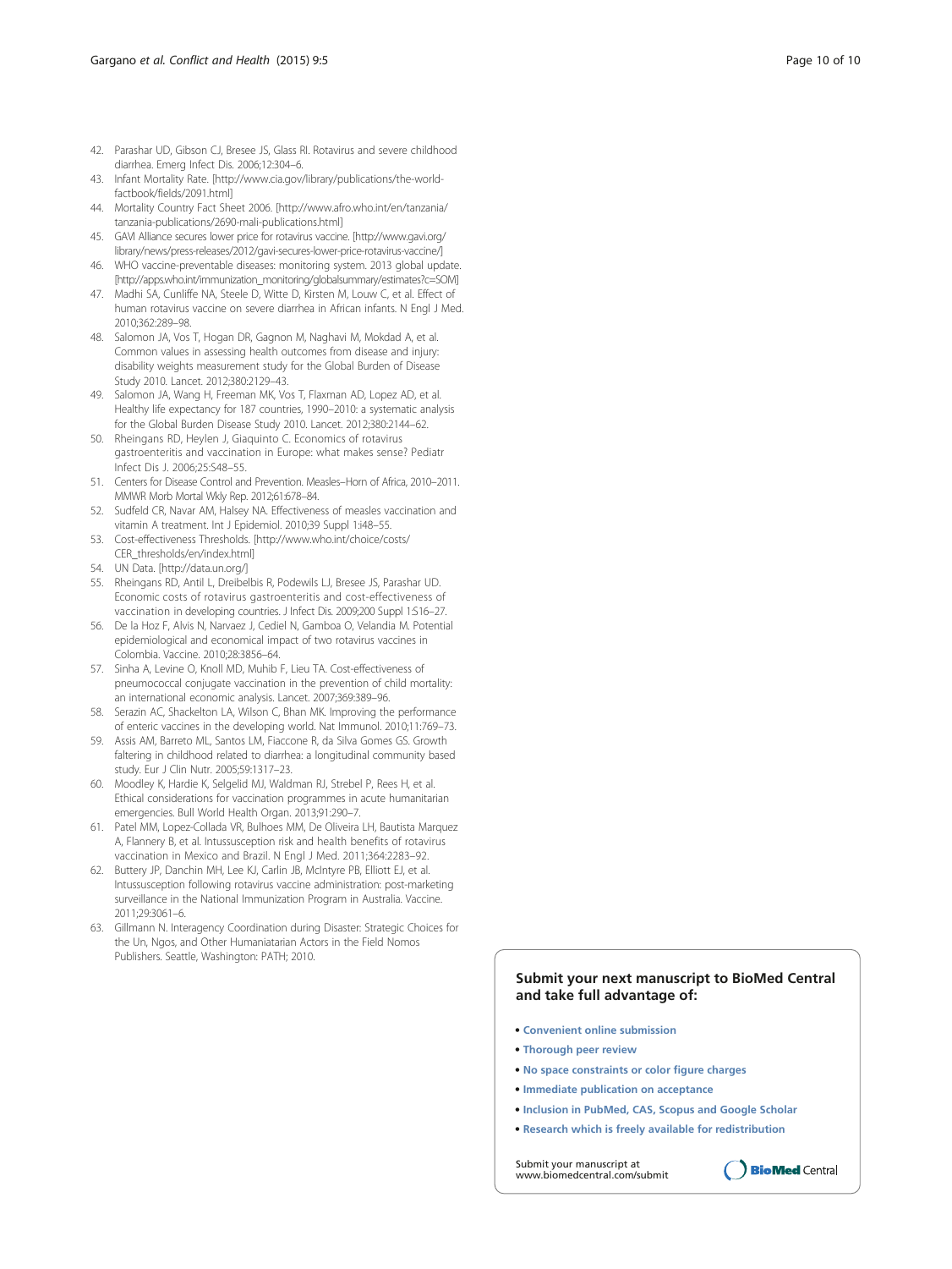42. Parashar UD, Gibson CJ, Bresee JS, Glass RI. Rotavirus and severe childhood diarrhea. Emerg Infect Dis. 2006;12:304–6.
43. Infant Mortality Rate. [http://www.cia.gov/library/publications/the-world-factbook/fields/2091.html]
44. Mortality Country Fact Sheet 2006. [http://www.afro.who.int/en/tanzania/tanzania-publications/2690-mali-publications.html]
45. GAVI Alliance secures lower price for rotavirus vaccine. [http://www.gavi.org/library/news/press-releases/2012/gavi-secures-lower-price-rotavirus-vaccine/]
46. WHO vaccine-preventable diseases: monitoring system. 2013 global update. [http://apps.who.int/immunization_monitoring/globalsummary/estimates?c=SOM]
47. Madhi SA, Cunliffe NA, Steele D, Witte D, Kirsten M, Louw C, et al. Effect of human rotavirus vaccine on severe diarrhea in African infants. N Engl J Med. 2010;362:289–98.
48. Salomon JA, Vos T, Hogan DR, Gagnon M, Naghavi M, Mokdad A, et al. Common values in assessing health outcomes from disease and injury: disability weights measurement study for the Global Burden of Disease Study 2010. Lancet. 2012;380:2129–43.
49. Salomon JA, Wang H, Freeman MK, Vos T, Flaxman AD, Lopez AD, et al. Healthy life expectancy for 187 countries, 1990–2010: a systematic analysis for the Global Burden Disease Study 2010. Lancet. 2012;380:2144–62.
50. Rheingans RD, Heylen J, Giaquinto C. Economics of rotavirus gastroenteritis and vaccination in Europe: what makes sense? Pediatr Infect Dis J. 2006;25:S48–55.
51. Centers for Disease Control and Prevention. Measles–Horn of Africa, 2010–2011. MMWR Morb Mortal Wkly Rep. 2012;61:678–84.
52. Sudfeld CR, Navar AM, Halsey NA. Effectiveness of measles vaccination and vitamin A treatment. Int J Epidemiol. 2010;39 Suppl 1:i48–55.
53. Cost-effectiveness Thresholds. [http://www.who.int/choice/costs/CER_thresholds/en/index.html]
54. UN Data. [http://data.un.org/]
55. Rheingans RD, Antil L, Dreibelbis R, Podewils LJ, Bresee JS, Parashar UD. Economic costs of rotavirus gastroenteritis and cost-effectiveness of vaccination in developing countries. J Infect Dis. 2009;200 Suppl 1:S16–27.
56. De la Hoz F, Alvis N, Narvaez J, Cediel N, Gamboa O, Velandia M. Potential epidemiological and economical impact of two rotavirus vaccines in Colombia. Vaccine. 2010;28:3856–64.
57. Sinha A, Levine O, Knoll MD, Muhib F, Lieu TA. Cost-effectiveness of pneumococcal conjugate vaccination in the prevention of child mortality: an international economic analysis. Lancet. 2007;369:389–96.
58. Serazin AC, Shackelton LA, Wilson C, Bhan MK. Improving the performance of enteric vaccines in the developing world. Nat Immunol. 2010;11:769–73.
59. Assis AM, Barreto ML, Santos LM, Fiaccone R, da Silva Gomes GS. Growth faltering in childhood related to diarrhea: a longitudinal community based study. Eur J Clin Nutr. 2005;59:1317–23.
60. Moodley K, Hardie K, Selgelid MJ, Waldman RJ, Strebel P, Rees H, et al. Ethical considerations for vaccination programmes in acute humanitarian emergencies. Bull World Health Organ. 2013;91:290–7.
61. Patel MM, Lopez-Collada VR, Bulhoes MM, De Oliveira LH, Bautista Marquez A, Flannery B, et al. Intussusception risk and health benefits of rotavirus vaccination in Mexico and Brazil. N Engl J Med. 2011;364:2283–92.
62. Buttery JP, Danchin MH, Lee KJ, Carlin JB, McIntyre PB, Elliott EJ, et al. Intussusception following rotavirus vaccine administration: post-marketing surveillance in the National Immunization Program in Australia. Vaccine. 2011;29:3061–6.
63. Gillmann N. Interagency Coordination during Disaster: Strategic Choices for the Un, Ngos, and Other Humaniatarian Actors in the Field Nomos Publishers. Seattle, Washington: PATH; 2010.

**Submit your next manuscript to BioMed Central and take full advantage of:**

- **Convenient online submission**
- **Thorough peer review**
- **No space constraints or color figure charges**
- **Immediate publication on acceptance**
- **Inclusion in PubMed, CAS, Scopus and Google Scholar**
- **Research which is freely available for redistribution**

Submit your manuscript at
www.biomedcentral.com/submit

BioMed Central